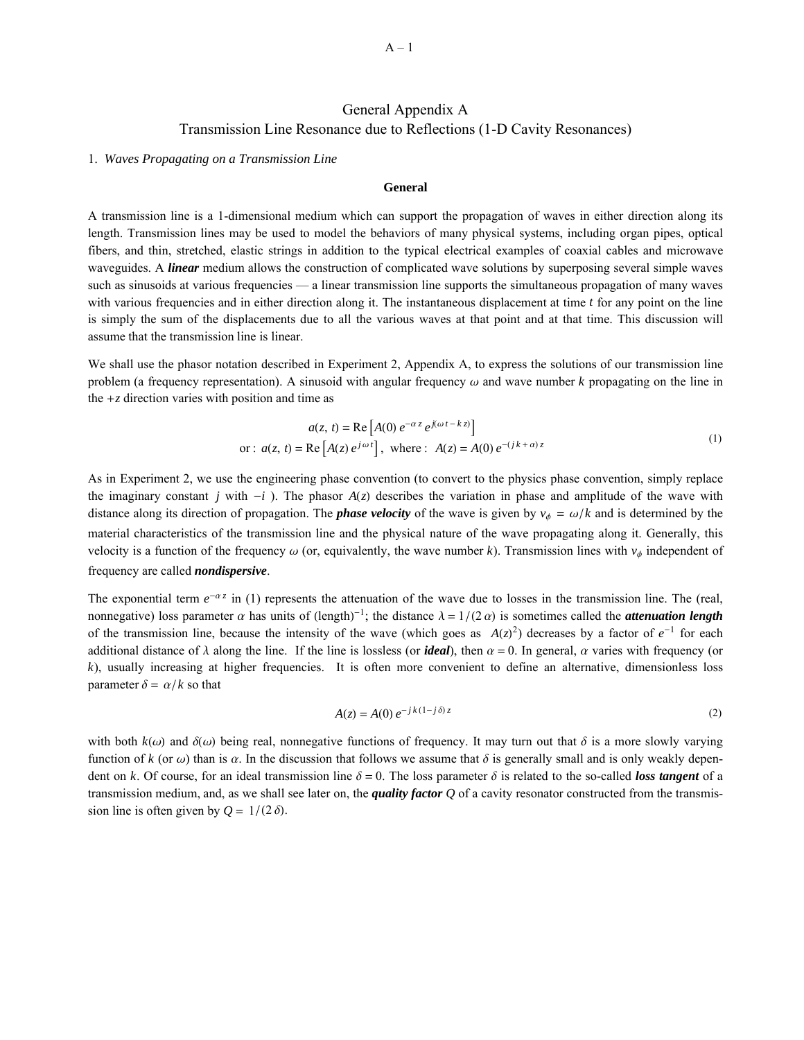# General Appendix A

## Transmission Line Resonance due to Reflections (1-D Cavity Resonances)

### 1. *Waves Propagating on a Transmission Line*

#### General

A transmission line is a 1-dimensional medium which can support the propagation of waves in either direction along its length. Transmission lines may be used to model the behaviors of many physical systems, including organ pipes, optical fibers, and thin, stretched, elastic strings in addition to the typical electrical examples of coaxial cables and microwave waveguides. A ***linear*** medium allows the construction of complicated wave solutions by superposing several simple waves such as sinusoids at various frequencies — a linear transmission line supports the simultaneous propagation of many waves with various frequencies and in either direction along it. The instantaneous displacement at time $t$ for any point on the line is simply the sum of the displacements due to all the various waves at that point and at that time. This discussion will assume that the transmission line is linear.

We shall use the phasor notation described in Experiment 2, Appendix A, to express the solutions of our transmission line problem (a frequency representation). A sinusoid with angular frequency $\omega$ and wave number $k$ propagating on the line in the $+z$ direction varies with position and time as

$$
\begin{gathered}
a(z,\,t) = \mathrm{Re}\left[A(0)\,e^{-\alpha z}\,e^{j(\omega t - kz)}\right] \\
\text{or: } a(z,\,t) = \mathrm{Re}\left[A(z)\,e^{j\omega t}\right], \text{ where: } A(z) = A(0)\,e^{-(jk+\alpha)z}
\end{gathered}
\tag{1}
$$

As in Experiment 2, we use the engineering phase convention (to convert to the physics phase convention, simply replace the imaginary constant $j$ with $-i$ ). The phasor $A(z)$ describes the variation in phase and amplitude of the wave with distance along its direction of propagation. The ***phase velocity*** of the wave is given by $v_\phi = \omega/k$ and is determined by the material characteristics of the transmission line and the physical nature of the wave propagating along it. Generally, this velocity is a function of the frequency $\omega$ (or, equivalently, the wave number $k$). Transmission lines with $v_\phi$ independent of frequency are called ***nondispersive***.

The exponential term $e^{-\alpha z}$ in (1) represents the attenuation of the wave due to losses in the transmission line. The (real, nonnegative) loss parameter $\alpha$ has units of $(\text{length})^{-1}$; the distance $\lambda = 1/(2\alpha)$ is sometimes called the ***attenuation length*** of the transmission line, because the intensity of the wave (which goes as $A(z)^2$) decreases by a factor of $e^{-1}$ for each additional distance of $\lambda$ along the line. If the line is lossless (or ***ideal***), then $\alpha = 0$. In general, $\alpha$ varies with frequency (or $k$), usually increasing at higher frequencies. It is often more convenient to define an alternative, dimensionless loss parameter $\delta = \alpha/k$ so that

$$
A(z) = A(0)\,e^{-jk(1-j\delta)z} \tag{2}
$$

with both $k(\omega)$ and $\delta(\omega)$ being real, nonnegative functions of frequency. It may turn out that $\delta$ is a more slowly varying function of $k$ (or $\omega$) than is $\alpha$. In the discussion that follows we assume that $\delta$ is generally small and is only weakly dependent on $k$. Of course, for an ideal transmission line $\delta = 0$. The loss parameter $\delta$ is related to the so-called ***loss tangent*** of a transmission medium, and, as we shall see later on, the ***quality factor*** $Q$ of a cavity resonator constructed from the transmission line is often given by $Q = 1/(2\delta)$.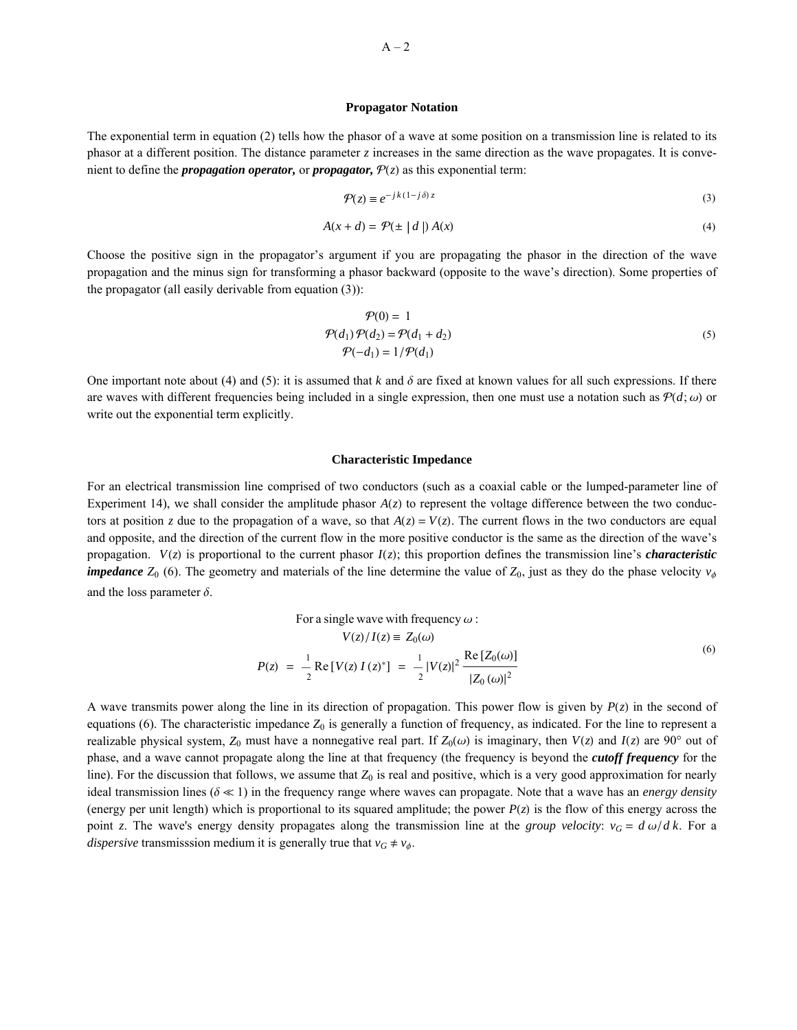### Propagator Notation

The exponential term in equation (2) tells how the phasor of a wave at some position on a transmission line is related to its phasor at a different position. The distance parameter $z$ increases in the same direction as the wave propagates. It is convenient to define the ***propagation operator,*** or ***propagator,*** $\mathcal{P}(z)$ as this exponential term:

$$\mathcal{P}(z) \equiv e^{-jk(1-j\delta)z} \tag{3}$$

$$A(x+d) = \mathcal{P}(\pm\,|\,d\,|)\,A(x) \tag{4}$$

Choose the positive sign in the propagator's argument if you are propagating the phasor in the direction of the wave propagation and the minus sign for transforming a phasor backward (opposite to the wave's direction). Some properties of the propagator (all easily derivable from equation (3)):

$$\begin{gathered}\mathcal{P}(0) = 1 \\ \mathcal{P}(d_1)\,\mathcal{P}(d_2) = \mathcal{P}(d_1 + d_2) \\ \mathcal{P}(-d_1) = 1/\mathcal{P}(d_1)\end{gathered} \tag{5}$$

One important note about (4) and (5): it is assumed that $k$ and $\delta$ are fixed at known values for all such expressions. If there are waves with different frequencies being included in a single expression, then one must use a notation such as $\mathcal{P}(d;\omega)$ or write out the exponential term explicitly.

### Characteristic Impedance

For an electrical transmission line comprised of two conductors (such as a coaxial cable or the lumped-parameter line of Experiment 14), we shall consider the amplitude phasor $A(z)$ to represent the voltage difference between the two conductors at position $z$ due to the propagation of a wave, so that $A(z) = V(z)$. The current flows in the two conductors are equal and opposite, and the direction of the current flow in the more positive conductor is the same as the direction of the wave's propagation. $V(z)$ is proportional to the current phasor $I(z)$; this proportion defines the transmission line's ***characteristic impedance*** $Z_0$ (6). The geometry and materials of the line determine the value of $Z_0$, just as they do the phase velocity $v_\phi$ and the loss parameter $\delta$.

$$\begin{gathered}\text{For a single wave with frequency } \omega: \\ V(z)/I(z) \equiv Z_0(\omega) \\ P(z) = \frac{1}{2}\,\mathrm{Re}\left[V(z)\,I(z)^*\right] = \frac{1}{2}\,|V(z)|^2\,\frac{\mathrm{Re}\left[Z_0(\omega)\right]}{|Z_0(\omega)|^2}\end{gathered} \tag{6}$$

A wave transmits power along the line in its direction of propagation. This power flow is given by $P(z)$ in the second of equations (6). The characteristic impedance $Z_0$ is generally a function of frequency, as indicated. For the line to represent a realizable physical system, $Z_0$ must have a nonnegative real part. If $Z_0(\omega)$ is imaginary, then $V(z)$ and $I(z)$ are 90° out of phase, and a wave cannot propagate along the line at that frequency (the frequency is beyond the ***cutoff frequency*** for the line). For the discussion that follows, we assume that $Z_0$ is real and positive, which is a very good approximation for nearly ideal transmission lines ($\delta \ll 1$) in the frequency range where waves can propagate. Note that a wave has an *energy density* (energy per unit length) which is proportional to its squared amplitude; the power $P(z)$ is the flow of this energy across the point $z$. The wave's energy density propagates along the transmission line at the *group velocity*: $v_G = d\omega/dk$. For a *dispersive* transmisssion medium it is generally true that $v_G \neq v_\phi$.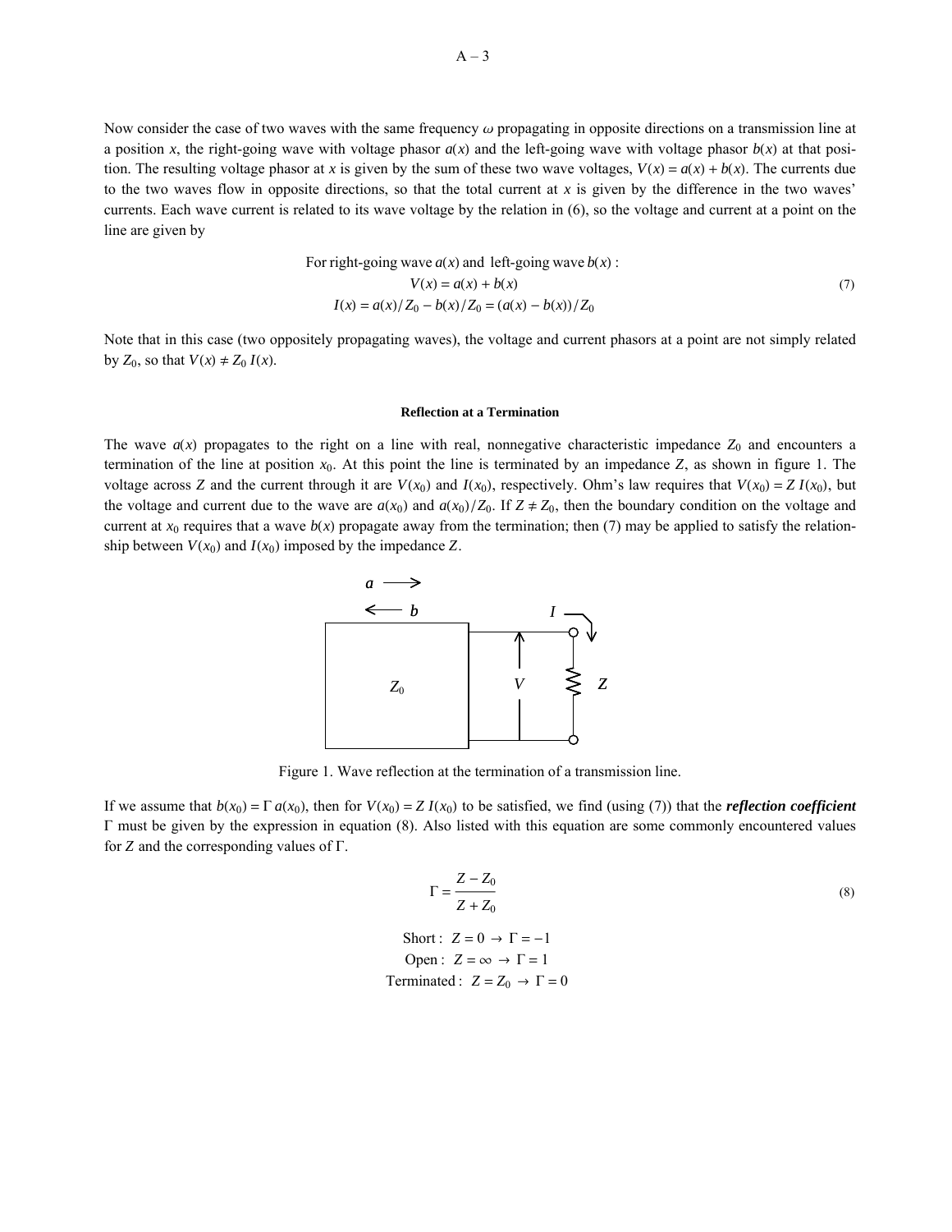Now consider the case of two waves with the same frequency $\omega$ propagating in opposite directions on a transmission line at a position $x$, the right-going wave with voltage phasor $a(x)$ and the left-going wave with voltage phasor $b(x)$ at that position. The resulting voltage phasor at $x$ is given by the sum of these two wave voltages, $V(x) = a(x) + b(x)$. The currents due to the two waves flow in opposite directions, so that the total current at $x$ is given by the difference in the two waves' currents. Each wave current is related to its wave voltage by the relation in (6), so the voltage and current at a point on the line are given by

$$
\begin{gathered}
\text{For right-going wave } a(x) \text{ and left-going wave } b(x): \\
V(x) = a(x) + b(x) \\
I(x) = a(x)/Z_0 - b(x)/Z_0 = (a(x) - b(x))/Z_0
\end{gathered}
\tag{7}
$$

Note that in this case (two oppositely propagating waves), the voltage and current phasors at a point are not simply related by $Z_0$, so that $V(x) \neq Z_0\, I(x)$.

#### Reflection at a Termination

The wave $a(x)$ propagates to the right on a line with real, nonnegative characteristic impedance $Z_0$ and encounters a termination of the line at position $x_0$. At this point the line is terminated by an impedance $Z$, as shown in figure 1. The voltage across $Z$ and the current through it are $V(x_0)$ and $I(x_0)$, respectively. Ohm's law requires that $V(x_0) = Z\, I(x_0)$, but the voltage and current due to the wave are $a(x_0)$ and $a(x_0)/Z_0$. If $Z \neq Z_0$, then the boundary condition on the voltage and current at $x_0$ requires that a wave $b(x)$ propagate away from the termination; then (7) may be applied to satisfy the relationship between $V(x_0)$ and $I(x_0)$ imposed by the impedance $Z$.

Figure 1. Wave reflection at the termination of a transmission line.

If we assume that $b(x_0) = \Gamma\, a(x_0)$, then for $V(x_0) = Z\, I(x_0)$ to be satisfied, we find (using (7)) that the ***reflection coefficient*** $\Gamma$ must be given by the expression in equation (8). Also listed with this equation are some commonly encountered values for $Z$ and the corresponding values of $\Gamma$.

$$
\Gamma = \frac{Z - Z_0}{Z + Z_0}
\tag{8}
$$

$$
\begin{gathered}
\text{Short}: \ Z = 0 \ \rightarrow \ \Gamma = -1 \\
\text{Open}: \ Z = \infty \ \rightarrow \ \Gamma = 1 \\
\text{Terminated}: \ Z = Z_0 \ \rightarrow \ \Gamma = 0
\end{gathered}
$$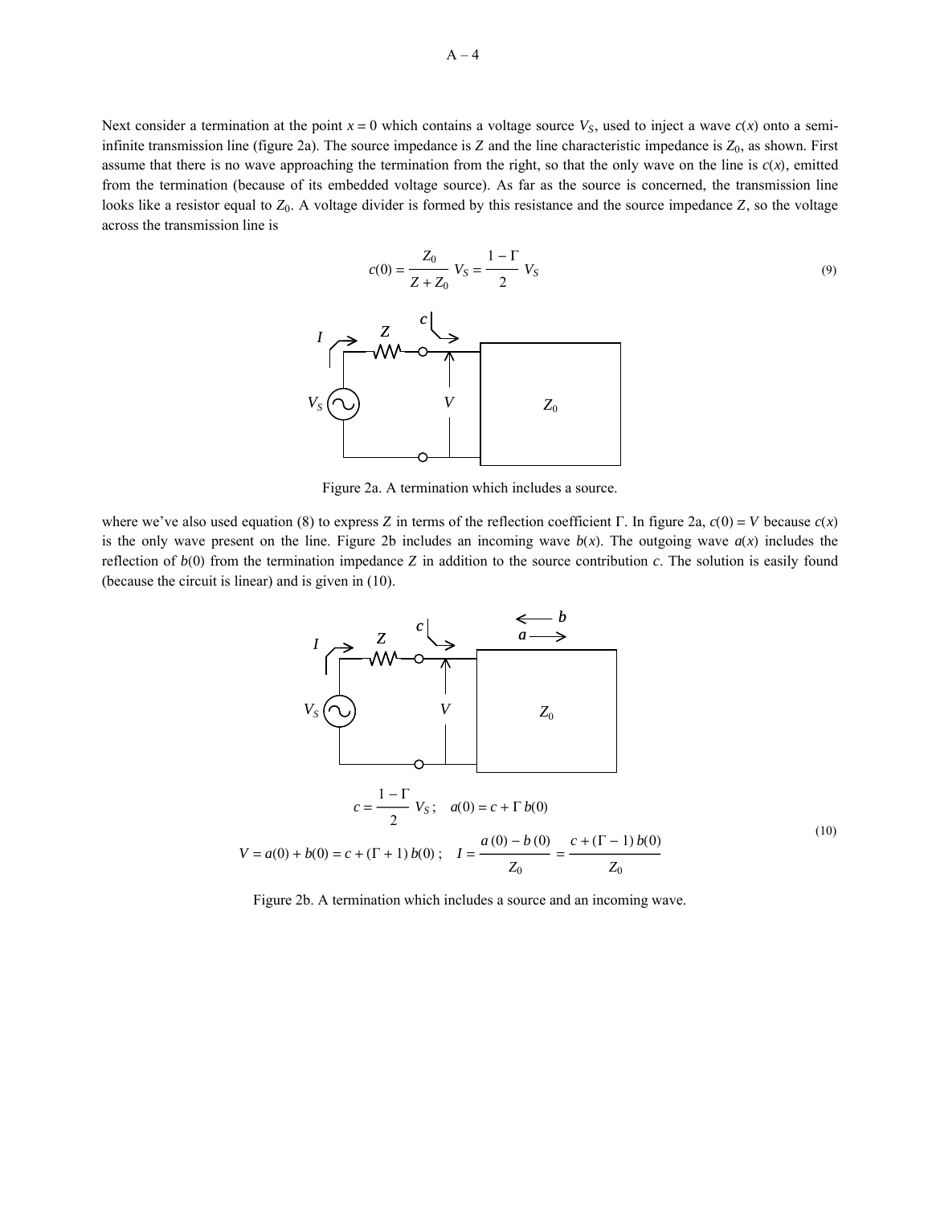Next consider a termination at the point $x = 0$ which contains a voltage source $V_S$, used to inject a wave $c(x)$ onto a semi-infinite transmission line (figure 2a). The source impedance is $Z$ and the line characteristic impedance is $Z_0$, as shown. First assume that there is no wave approaching the termination from the right, so that the only wave on the line is $c(x)$, emitted from the termination (because of its embedded voltage source). As far as the source is concerned, the transmission line looks like a resistor equal to $Z_0$. A voltage divider is formed by this resistance and the source impedance $Z$, so the voltage across the transmission line is

$$c(0) = \frac{Z_0}{Z + Z_0} V_S = \frac{1 - \Gamma}{2} V_S \tag{9}$$

Figure 2a. A termination which includes a source.

where we've also used equation (8) to express $Z$ in terms of the reflection coefficient $\Gamma$. In figure 2a, $c(0) = V$ because $c(x)$ is the only wave present on the line. Figure 2b includes an incoming wave $b(x)$. The outgoing wave $a(x)$ includes the reflection of $b(0)$ from the termination impedance $Z$ in addition to the source contribution $c$. The solution is easily found (because the circuit is linear) and is given in (10).

$$c = \frac{1 - \Gamma}{2} V_S ; \quad a(0) = c + \Gamma\, b(0)$$

$$V = a(0) + b(0) = c + (\Gamma + 1)\, b(0) ; \quad I = \frac{a(0) - b(0)}{Z_0} = \frac{c + (\Gamma - 1)\, b(0)}{Z_0} \tag{10}$$

Figure 2b. A termination which includes a source and an incoming wave.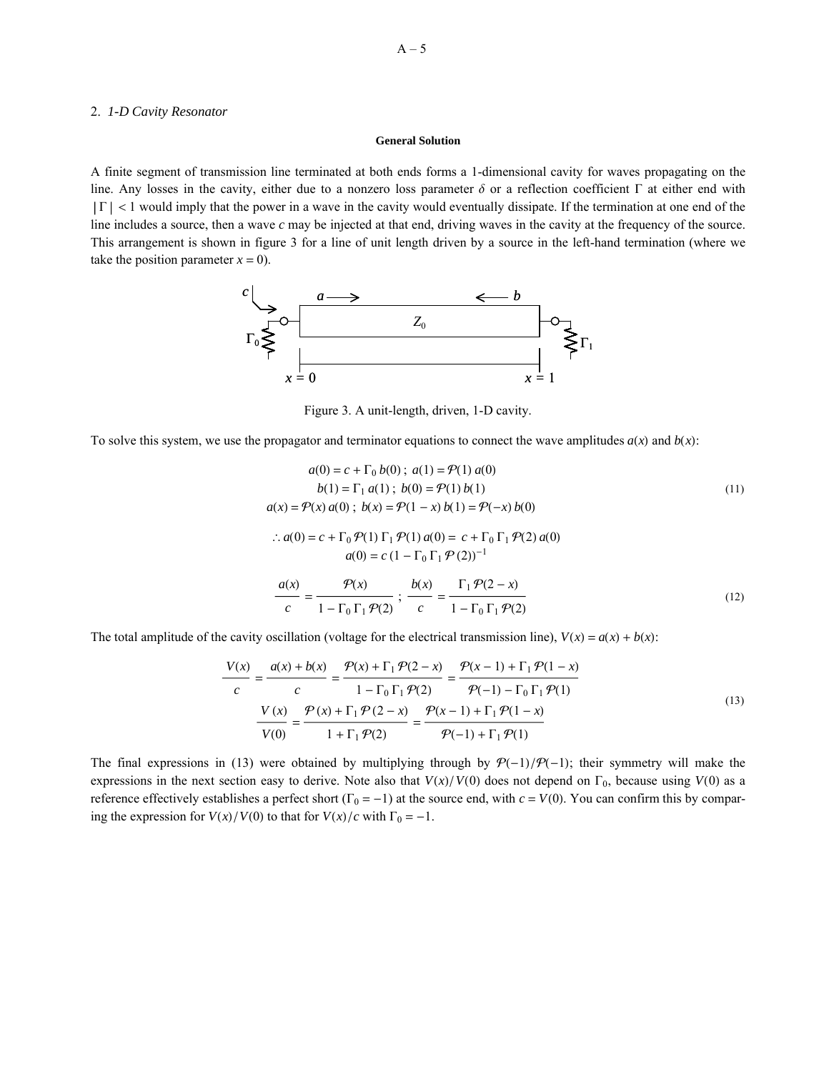## 2. *1-D Cavity Resonator*

### General Solution

A finite segment of transmission line terminated at both ends forms a 1-dimensional cavity for waves propagating on the line. Any losses in the cavity, either due to a nonzero loss parameter $\delta$ or a reflection coefficient $\Gamma$ at either end with $|\Gamma| < 1$ would imply that the power in a wave in the cavity would eventually dissipate. If the termination at one end of the line includes a source, then a wave $c$ may be injected at that end, driving waves in the cavity at the frequency of the source. This arrangement is shown in figure 3 for a line of unit length driven by a source in the left-hand termination (where we take the position parameter $x = 0$).

Figure 3. A unit-length, driven, 1-D cavity.

To solve this system, we use the propagator and terminator equations to connect the wave amplitudes $a(x)$ and $b(x)$:

$$
\begin{gathered}
a(0) = c + \Gamma_0\, b(0)\,;\; a(1) = \mathcal{P}(1)\, a(0) \\
b(1) = \Gamma_1\, a(1)\,;\; b(0) = \mathcal{P}(1)\, b(1) \\
a(x) = \mathcal{P}(x)\, a(0)\,;\; b(x) = \mathcal{P}(1-x)\, b(1) = \mathcal{P}(-x)\, b(0)
\end{gathered}
\tag{11}
$$

$$
\begin{gathered}
\therefore a(0) = c + \Gamma_0\, \mathcal{P}(1)\, \Gamma_1\, \mathcal{P}(1)\, a(0) = c + \Gamma_0\, \Gamma_1\, \mathcal{P}(2)\, a(0) \\
a(0) = c\,(1 - \Gamma_0\, \Gamma_1\, \mathcal{P}(2))^{-1}
\end{gathered}
$$

$$
\frac{a(x)}{c} = \frac{\mathcal{P}(x)}{1 - \Gamma_0\, \Gamma_1\, \mathcal{P}(2)}\,;\;\; \frac{b(x)}{c} = \frac{\Gamma_1\, \mathcal{P}(2-x)}{1 - \Gamma_0\, \Gamma_1\, \mathcal{P}(2)}
\tag{12}
$$

The total amplitude of the cavity oscillation (voltage for the electrical transmission line), $V(x) = a(x) + b(x)$:

$$
\begin{gathered}
\frac{V(x)}{c} = \frac{a(x) + b(x)}{c} = \frac{\mathcal{P}(x) + \Gamma_1\, \mathcal{P}(2-x)}{1 - \Gamma_0\, \Gamma_1\, \mathcal{P}(2)} = \frac{\mathcal{P}(x-1) + \Gamma_1\, \mathcal{P}(1-x)}{\mathcal{P}(-1) - \Gamma_0\, \Gamma_1\, \mathcal{P}(1)} \\
\frac{V(x)}{V(0)} = \frac{\mathcal{P}(x) + \Gamma_1\, \mathcal{P}(2-x)}{1 + \Gamma_1\, \mathcal{P}(2)} = \frac{\mathcal{P}(x-1) + \Gamma_1\, \mathcal{P}(1-x)}{\mathcal{P}(-1) + \Gamma_1\, \mathcal{P}(1)}
\end{gathered}
\tag{13}
$$

The final expressions in (13) were obtained by multiplying through by $\mathcal{P}(-1)/\mathcal{P}(-1)$; their symmetry will make the expressions in the next section easy to derive. Note also that $V(x)/V(0)$ does not depend on $\Gamma_0$, because using $V(0)$ as a reference effectively establishes a perfect short ($\Gamma_0 = -1$) at the source end, with $c = V(0)$. You can confirm this by comparing the expression for $V(x)/V(0)$ to that for $V(x)/c$ with $\Gamma_0 = -1$.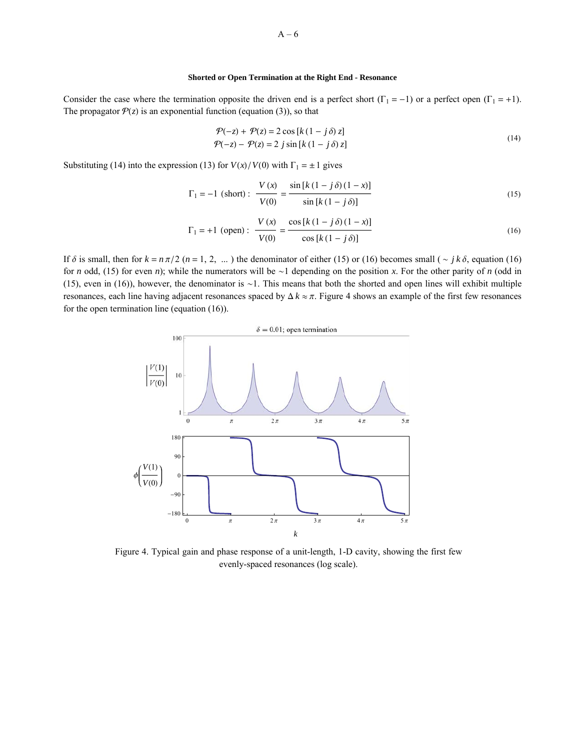### Shorted or Open Termination at the Right End - Resonance

Consider the case where the termination opposite the driven end is a perfect short ($\Gamma_1 = -1$) or a perfect open ($\Gamma_1 = +1$). The propagator $\mathcal{P}(z)$ is an exponential function (equation (3)), so that

$$
\begin{aligned}
\mathcal{P}(-z) + \mathcal{P}(z) &= 2\cos[k(1 - j\delta)z] \\
\mathcal{P}(-z) - \mathcal{P}(z) &= 2\,j\sin[k(1 - j\delta)z]
\end{aligned}
\tag{14}
$$

Substituting (14) into the expression (13) for $V(x)/V(0)$ with $\Gamma_1 = \pm 1$ gives

$$
\Gamma_1 = -1 \text{ (short)}: \;\; \frac{V(x)}{V(0)} = \frac{\sin[k(1 - j\delta)(1 - x)]}{\sin[k(1 - j\delta)]} \tag{15}
$$

$$
\Gamma_1 = +1 \text{ (open)}: \;\; \frac{V(x)}{V(0)} = \frac{\cos[k(1 - j\delta)(1 - x)]}{\cos[k(1 - j\delta)]} \tag{16}
$$

If $\delta$ is small, then for $k = n\pi/2$ ($n = 1, 2, \ldots$) the denominator of either (15) or (16) becomes small ($\sim j\,k\,\delta$, equation (16) for $n$ odd, (15) for even $n$); while the numerators will be $\sim 1$ depending on the position $x$. For the other parity of $n$ (odd in (15), even in (16)), however, the denominator is $\sim 1$. This means that both the shorted and open lines will exhibit multiple resonances, each line having adjacent resonances spaced by $\Delta k \approx \pi$. Figure 4 shows an example of the first few resonances for the open termination line (equation (16)).

Figure 4. Typical gain and phase response of a unit-length, 1-D cavity, showing the first few evenly-spaced resonances (log scale).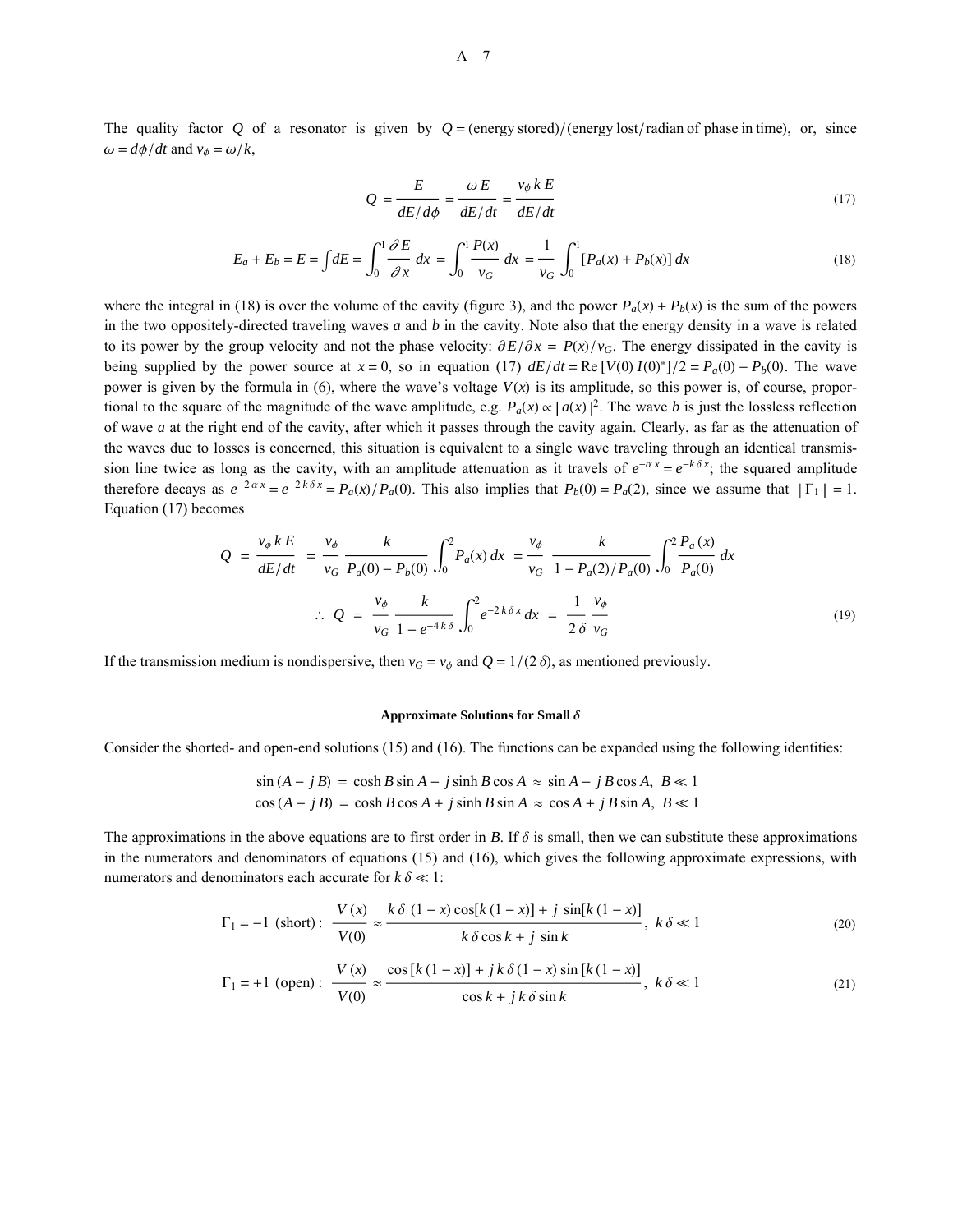The quality factor $Q$ of a resonator is given by $Q = (\text{energy stored})/(\text{energy lost/radian of phase in time})$, or, since $\omega = d\phi/dt$ and $v_\phi = \omega/k$,

$$Q = \frac{E}{dE/d\phi} = \frac{\omega E}{dE/dt} = \frac{v_\phi \, k \, E}{dE/dt} \tag{17}$$

$$E_a + E_b = E = \int dE = \int_0^1 \frac{\partial E}{\partial x} \, dx = \int_0^1 \frac{P(x)}{v_G} \, dx = \frac{1}{v_G} \int_0^1 [P_a(x) + P_b(x)] \, dx \tag{18}$$

where the integral in (18) is over the volume of the cavity (figure 3), and the power $P_a(x) + P_b(x)$ is the sum of the powers in the two oppositely-directed traveling waves $a$ and $b$ in the cavity. Note also that the energy density in a wave is related to its power by the group velocity and not the phase velocity: $\partial E/\partial x = P(x)/v_G$. The energy dissipated in the cavity is being supplied by the power source at $x = 0$, so in equation (17) $dE/dt = \text{Re}\,[V(0)\,I(0)^*]/2 = P_a(0) - P_b(0)$. The wave power is given by the formula in (6), where the wave's voltage $V(x)$ is its amplitude, so this power is, of course, proportional to the square of the magnitude of the wave amplitude, e.g. $P_a(x) \propto |\, a(x)\,|^2$. The wave $b$ is just the lossless reflection of wave $a$ at the right end of the cavity, after which it passes through the cavity again. Clearly, as far as the attenuation of the waves due to losses is concerned, this situation is equivalent to a single wave traveling through an identical transmission line twice as long as the cavity, with an amplitude attenuation as it travels of $e^{-\alpha x} = e^{-k\delta x}$; the squared amplitude therefore decays as $e^{-2\alpha x} = e^{-2k\delta x} = P_a(x)/P_a(0)$. This also implies that $P_b(0) = P_a(2)$, since we assume that $|\,\Gamma_1\,| = 1$. Equation (17) becomes

$$Q = \frac{v_\phi \, k \, E}{dE/dt} = \frac{v_\phi}{v_G} \frac{k}{P_a(0) - P_b(0)} \int_0^2 P_a(x) \, dx = \frac{v_\phi}{v_G} \frac{k}{1 - P_a(2)/P_a(0)} \int_0^2 \frac{P_a(x)}{P_a(0)} \, dx$$

$$\therefore \; Q = \frac{v_\phi}{v_G} \frac{k}{1 - e^{-4k\delta}} \int_0^2 e^{-2k\delta x} \, dx = \frac{1}{2\,\delta} \frac{v_\phi}{v_G} \tag{19}$$

If the transmission medium is nondispersive, then $v_G = v_\phi$ and $Q = 1/(2\,\delta)$, as mentioned previously.

#### Approximate Solutions for Small $\delta$

Consider the shorted- and open-end solutions (15) and (16). The functions can be expanded using the following identities:

$$\sin(A - j\,B) = \cosh B \sin A - j \sinh B \cos A \approx \sin A - j\,B \cos A, \;\; B \ll 1$$
$$\cos(A - j\,B) = \cosh B \cos A + j \sinh B \sin A \approx \cos A + j\,B \sin A, \;\; B \ll 1$$

The approximations in the above equations are to first order in $B$. If $\delta$ is small, then we can substitute these approximations in the numerators and denominators of equations (15) and (16), which gives the following approximate expressions, with numerators and denominators each accurate for $k\,\delta \ll 1$:

$$\Gamma_1 = -1 \;\text{(short)}: \;\; \frac{V(x)}{V(0)} \approx \frac{k\,\delta\,(1-x)\cos[k\,(1-x)] + j\,\sin[k\,(1-x)]}{k\,\delta \cos k + j\,\sin k}, \;\; k\,\delta \ll 1 \tag{20}$$

$$\Gamma_1 = +1 \;\text{(open)}: \;\; \frac{V(x)}{V(0)} \approx \frac{\cos[k\,(1-x)] + j\,k\,\delta\,(1-x)\sin[k\,(1-x)]}{\cos k + j\,k\,\delta \sin k}, \;\; k\,\delta \ll 1 \tag{21}$$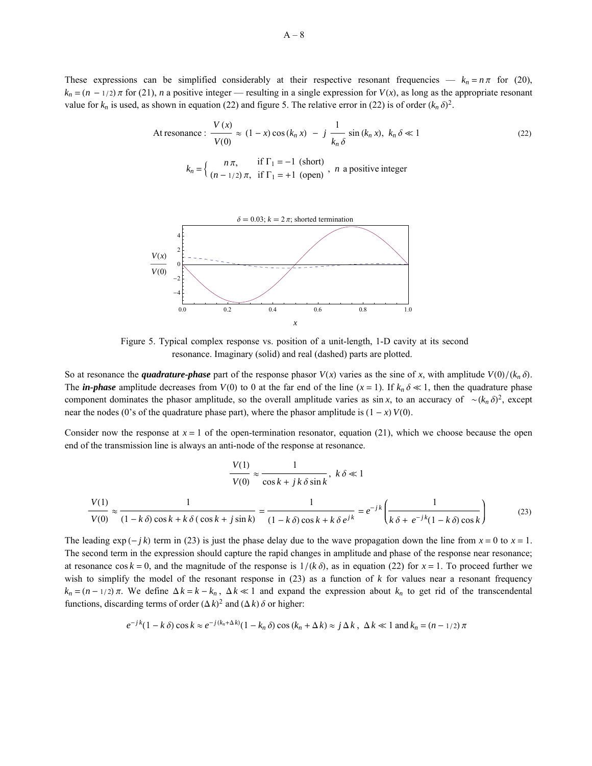These expressions can be simplified considerably at their respective resonant frequencies — $k_n = n\pi$ for (20), $k_n = (n - 1/2)\pi$ for (21), $n$ a positive integer — resulting in a single expression for $V(x)$, as long as the appropriate resonant value for $k_n$ is used, as shown in equation (22) and figure 5. The relative error in (22) is of order $(k_n\,\delta)^2$.

$$\text{At resonance}: \frac{V(x)}{V(0)} \approx (1-x)\cos(k_n x) - j\,\frac{1}{k_n\,\delta}\sin(k_n x),\ \ k_n\,\delta \ll 1 \tag{22}$$

$$k_n = \begin{cases} n\pi, & \text{if } \Gamma_1 = -1 \text{ (short)} \\ (n - 1/2)\pi, & \text{if } \Gamma_1 = +1 \text{ (open)} \end{cases},\ \ n \text{ a positive integer}$$

Figure 5. Typical complex response vs. position of a unit-length, 1-D cavity at its second resonance. Imaginary (solid) and real (dashed) parts are plotted.

So at resonance the ***quadrature-phase*** part of the response phasor $V(x)$ varies as the sine of $x$, with amplitude $V(0)/(k_n\,\delta)$. The ***in-phase*** amplitude decreases from $V(0)$ to 0 at the far end of the line ($x = 1$). If $k_n\,\delta \ll 1$, then the quadrature phase component dominates the phasor amplitude, so the overall amplitude varies as $\sin x$, to an accuracy of $\sim(k_n\,\delta)^2$, except near the nodes (0's of the quadrature phase part), where the phasor amplitude is $(1-x)\,V(0)$.

Consider now the response at $x = 1$ of the open-termination resonator, equation (21), which we choose because the open end of the transmission line is always an anti-node of the response at resonance.

$$\frac{V(1)}{V(0)} \approx \frac{1}{\cos k + j\,k\,\delta\sin k},\ \ k\,\delta \ll 1$$

$$\frac{V(1)}{V(0)} \approx \frac{1}{(1-k\,\delta)\cos k + k\,\delta\,(\cos k + j\sin k)} = \frac{1}{(1-k\,\delta)\cos k + k\,\delta\,e^{jk}} = e^{-jk}\left(\frac{1}{k\,\delta + e^{-jk}(1-k\,\delta)\cos k}\right) \tag{23}$$

The leading $\exp(-jk)$ term in (23) is just the phase delay due to the wave propagation down the line from $x = 0$ to $x = 1$. The second term in the expression should capture the rapid changes in amplitude and phase of the response near resonance; at resonance $\cos k = 0$, and the magnitude of the response is $1/(k\,\delta)$, as in equation (22) for $x = 1$. To proceed further we wish to simplify the model of the resonant response in (23) as a function of $k$ for values near a resonant frequency $k_n = (n - 1/2)\pi$. We define $\Delta k = k - k_n$, $\Delta k \ll 1$ and expand the expression about $k_n$ to get rid of the transcendental functions, discarding terms of order $(\Delta k)^2$ and $(\Delta k)\,\delta$ or higher:

$$e^{-jk}(1-k\,\delta)\cos k \approx e^{-j(k_n+\Delta k)}(1-k_n\,\delta)\cos(k_n+\Delta k) \approx j\,\Delta k,\ \ \Delta k \ll 1 \text{ and } k_n = (n - 1/2)\pi$$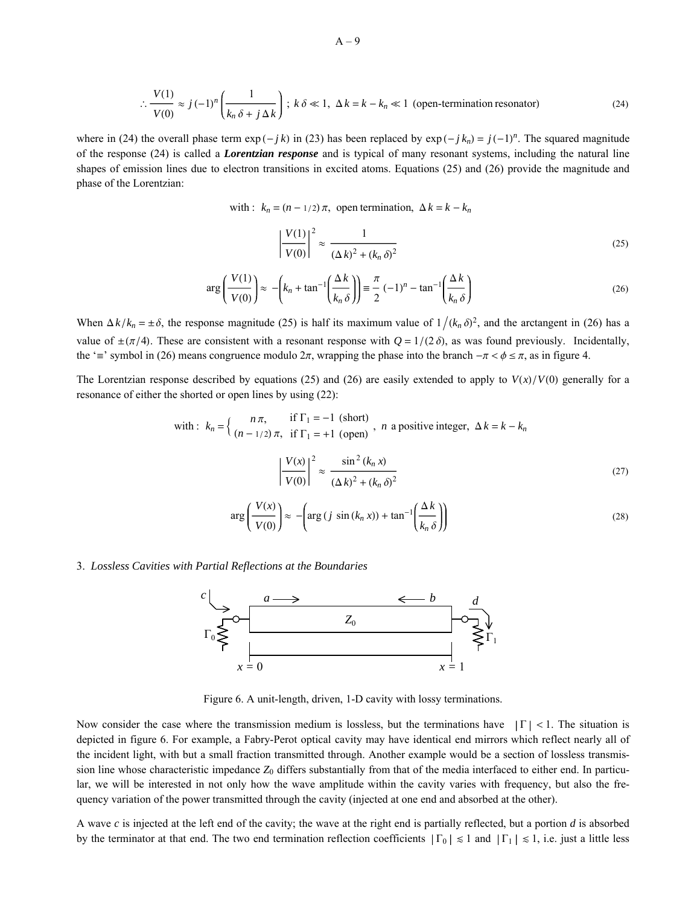$$\therefore \frac{V(1)}{V(0)} \approx j(-1)^n \left( \frac{1}{k_n \delta + j \Delta k} \right) ; \; k\delta \ll 1, \; \Delta k = k - k_n \ll 1 \; \text{(open-termination resonator)} \tag{24}$$

where in (24) the overall phase term $\exp(-jk)$ in (23) has been replaced by $\exp(-jk_n) = j(-1)^n$. The squared magnitude of the response (24) is called a ***Lorentzian response*** and is typical of many resonant systems, including the natural line shapes of emission lines due to electron transitions in excited atoms. Equations (25) and (26) provide the magnitude and phase of the Lorentzian:

$$\text{with: } k_n = (n - 1/2)\pi, \text{ open termination, } \Delta k = k - k_n$$

$$\left| \frac{V(1)}{V(0)} \right|^2 \approx \frac{1}{(\Delta k)^2 + (k_n \delta)^2} \tag{25}$$

$$\arg\left( \frac{V(1)}{V(0)} \right) \approx -\left( k_n + \tan^{-1}\left( \frac{\Delta k}{k_n \delta} \right) \right) \equiv \frac{\pi}{2}(-1)^n - \tan^{-1}\left( \frac{\Delta k}{k_n \delta} \right) \tag{26}$$

When $\Delta k / k_n = \pm \delta$, the response magnitude (25) is half its maximum value of $1/(k_n \delta)^2$, and the arctangent in (26) has a value of $\pm(\pi/4)$. These are consistent with a resonant response with $Q = 1/(2\delta)$, as was found previously. Incidentally, the '$\equiv$' symbol in (26) means congruence modulo $2\pi$, wrapping the phase into the branch $-\pi < \phi \le \pi$, as in figure 4.

The Lorentzian response described by equations (25) and (26) are easily extended to apply to $V(x)/V(0)$ generally for a resonance of either the shorted or open lines by using (22):

$$\text{with: } k_n = \begin{cases} n\pi, & \text{if } \Gamma_1 = -1 \text{ (short)} \\ (n - 1/2)\pi, & \text{if } \Gamma_1 = +1 \text{ (open)} \end{cases}, \; n \text{ a positive integer, } \Delta k = k - k_n$$

$$\left| \frac{V(x)}{V(0)} \right|^2 \approx \frac{\sin^2(k_n x)}{(\Delta k)^2 + (k_n \delta)^2} \tag{27}$$

$$\arg\left( \frac{V(x)}{V(0)} \right) \approx -\left( \arg(j \sin(k_n x)) + \tan^{-1}\left( \frac{\Delta k}{k_n \delta} \right) \right) \tag{28}$$

## 3. *Lossless Cavities with Partial Reflections at the Boundaries*

Figure 6. A unit-length, driven, 1-D cavity with lossy terminations.

Now consider the case where the transmission medium is lossless, but the terminations have $|\Gamma| < 1$. The situation is depicted in figure 6. For example, a Fabry-Perot optical cavity may have identical end mirrors which reflect nearly all of the incident light, with but a small fraction transmitted through. Another example would be a section of lossless transmission line whose characteristic impedance $Z_0$ differs substantially from that of the media interfaced to either end. In particular, we will be interested in not only how the wave amplitude within the cavity varies with frequency, but also the frequency variation of the power transmitted through the cavity (injected at one end and absorbed at the other).

A wave $c$ is injected at the left end of the cavity; the wave at the right end is partially reflected, but a portion $d$ is absorbed by the terminator at that end. The two end termination reflection coefficients $|\Gamma_0| \lesssim 1$ and $|\Gamma_1| \lesssim 1$, i.e. just a little less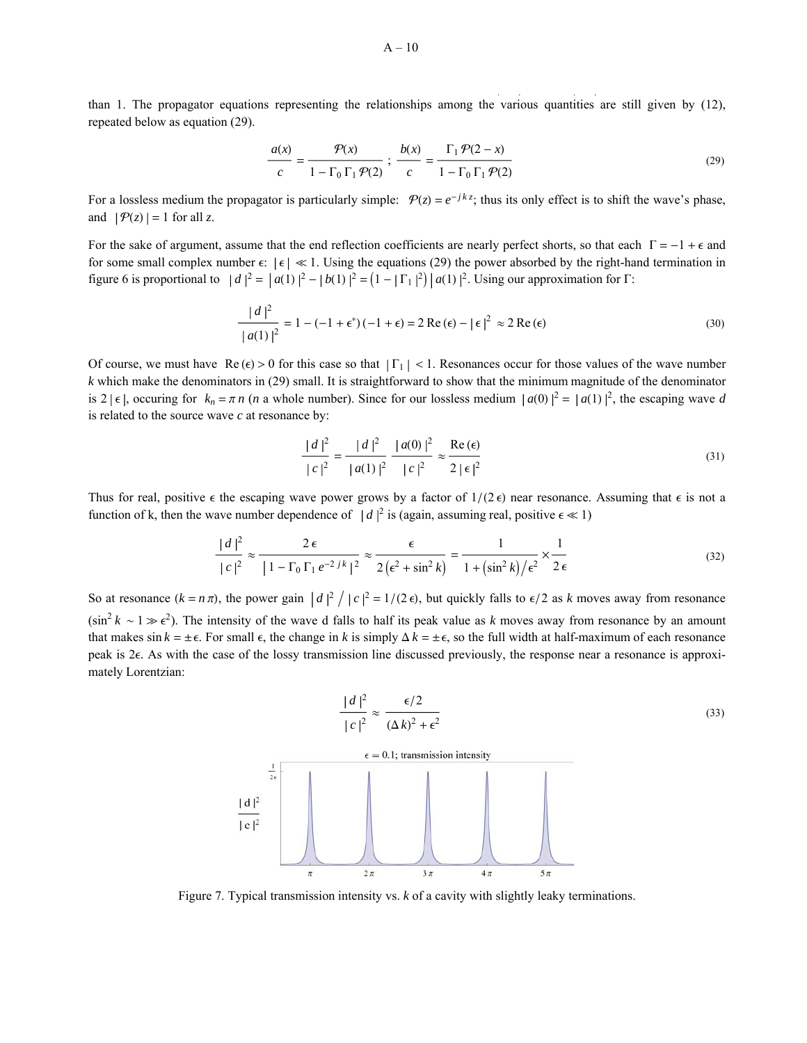than 1. The propagator equations representing the relationships among the various quantities are still given by (12), repeated below as equation (29).

$$\frac{a(x)}{c} = \frac{\mathcal{P}(x)}{1 - \Gamma_0 \Gamma_1 \mathcal{P}(2)} \; ; \; \frac{b(x)}{c} = \frac{\Gamma_1 \mathcal{P}(2 - x)}{1 - \Gamma_0 \Gamma_1 \mathcal{P}(2)} \tag{29}$$

For a lossless medium the propagator is particularly simple: $\mathcal{P}(z) = e^{-j k z}$; thus its only effect is to shift the wave's phase, and $|\mathcal{P}(z)| = 1$ for all $z$.

For the sake of argument, assume that the end reflection coefficients are nearly perfect shorts, so that each $\Gamma = -1 + \epsilon$ and for some small complex number $\epsilon$: $|\epsilon| \ll 1$. Using the equations (29) the power absorbed by the right-hand termination in figure 6 is proportional to $|d|^2 = |a(1)|^2 - |b(1)|^2 = \left(1 - |\Gamma_1|^2\right)|a(1)|^2$. Using our approximation for $\Gamma$:

$$\frac{|d|^2}{|a(1)|^2} = 1 - (-1 + \epsilon^*)(-1 + \epsilon) = 2\,\mathrm{Re}(\epsilon) - |\epsilon|^2 \approx 2\,\mathrm{Re}(\epsilon) \tag{30}$$

Of course, we must have $\mathrm{Re}(\epsilon) > 0$ for this case so that $|\Gamma_1| < 1$. Resonances occur for those values of the wave number $k$ which make the denominators in (29) small. It is straightforward to show that the minimum magnitude of the denominator is $2|\epsilon|$, occuring for $k_n = \pi n$ ($n$ a whole number). Since for our lossless medium $|a(0)|^2 = |a(1)|^2$, the escaping wave $d$ is related to the source wave $c$ at resonance by:

$$\frac{|d|^2}{|c|^2} = \frac{|d|^2}{|a(1)|^2}\,\frac{|a(0)|^2}{|c|^2} \approx \frac{\mathrm{Re}(\epsilon)}{2|\epsilon|^2} \tag{31}$$

Thus for real, positive $\epsilon$ the escaping wave power grows by a factor of $1/(2\epsilon)$ near resonance. Assuming that $\epsilon$ is not a function of k, then the wave number dependence of $|d|^2$ is (again, assuming real, positive $\epsilon \ll 1$)

$$\frac{|d|^2}{|c|^2} \approx \frac{2\epsilon}{|1 - \Gamma_0 \Gamma_1 e^{-2 j k}|^2} \approx \frac{\epsilon}{2\left(\epsilon^2 + \sin^2 k\right)} = \frac{1}{1 + \left(\sin^2 k\right)/\epsilon^2} \times \frac{1}{2\epsilon} \tag{32}$$

So at resonance ($k = n\pi$), the power gain $|d|^2 / |c|^2 = 1/(2\epsilon)$, but quickly falls to $\epsilon/2$ as $k$ moves away from resonance ($\sin^2 k \sim 1 \gg \epsilon^2$). The intensity of the wave d falls to half its peak value as $k$ moves away from resonance by an amount that makes $\sin k = \pm\epsilon$. For small $\epsilon$, the change in $k$ is simply $\Delta k = \pm\epsilon$, so the full width at half-maximum of each resonance peak is $2\epsilon$. As with the case of the lossy transmission line discussed previously, the response near a resonance is approximately Lorentzian:

$$\frac{|d|^2}{|c|^2} \approx \frac{\epsilon/2}{(\Delta k)^2 + \epsilon^2} \tag{33}$$

$\epsilon = 0.1$; transmission intensity

$\frac{1}{2\epsilon}$

$\frac{|d|^2}{|c|^2}$

$\pi$ $2\pi$ $3\pi$ $4\pi$ $5\pi$

Figure 7. Typical transmission intensity vs. $k$ of a cavity with slightly leaky terminations.